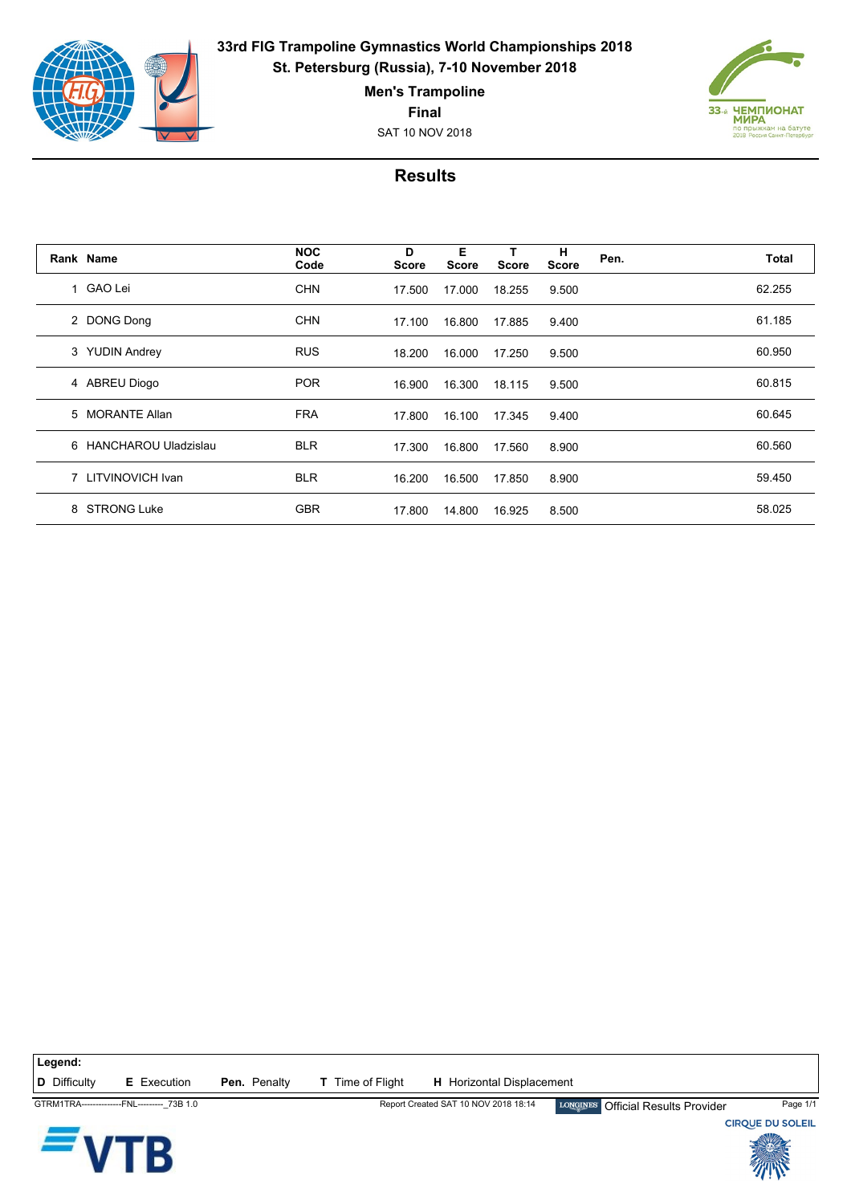# 33rd FIG Trampoline Gymnastics World Championships 2018

**St. Petersburg (Russia), 7-10 November 2018**

**Men's Trampoline**

**Final**

SAT 10 NOV 2018

33-й ЧЕМПИОНАТ МИРА по прыжкам на батуте 2018 Россия Санкт-Петербург

## Results

| Rank | Name | NOC Code | D Score | E Score | T Score | H Score | Pen. | Total |
|---|---|---|---|---|---|---|---|---|
| 1 | GAO Lei | CHN | 17.500 | 17.000 | 18.255 | 9.500 | | 62.255 |
| 2 | DONG Dong | CHN | 17.100 | 16.800 | 17.885 | 9.400 | | 61.185 |
| 3 | YUDIN Andrey | RUS | 18.200 | 16.000 | 17.250 | 9.500 | | 60.950 |
| 4 | ABREU Diogo | POR | 16.900 | 16.300 | 18.115 | 9.500 | | 60.815 |
| 5 | MORANTE Allan | FRA | 17.800 | 16.100 | 17.345 | 9.400 | | 60.645 |
| 6 | HANCHAROU Uladzislau | BLR | 17.300 | 16.800 | 17.560 | 8.900 | | 60.560 |
| 7 | LITVINOVICH Ivan | BLR | 16.200 | 16.500 | 17.850 | 8.900 | | 59.450 |
| 8 | STRONG Luke | GBR | 17.800 | 14.800 | 16.925 | 8.500 | | 58.025 |

**Legend:**

**D** Difficulty **E** Execution **Pen.** Penalty **T** Time of Flight **H** Horizontal Displacement

GTRM1TRA--------------FNL---------_73B 1.0 Report Created SAT 10 NOV 2018 18:14 LONGINES Official Results Provider

CIRQUE DU SOLEIL

VTB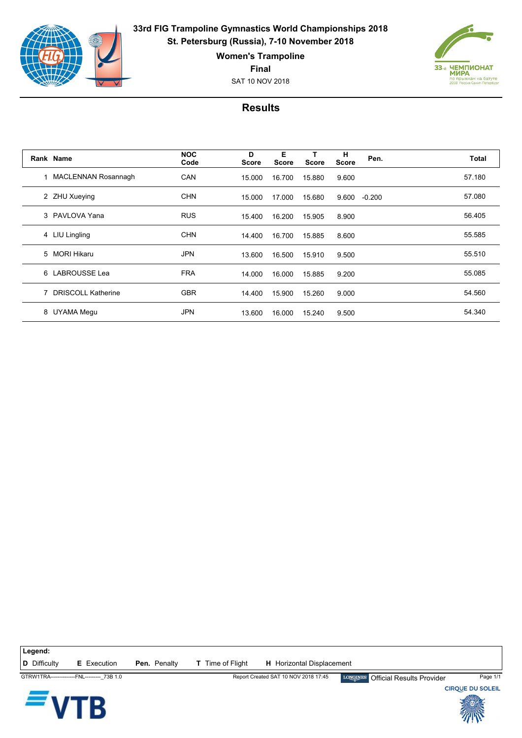# 33rd FIG Trampoline Gymnastics World Championships 2018

**St. Petersburg (Russia), 7-10 November 2018**

**Women's Trampoline**

**Final**

SAT 10 NOV 2018

## Results

| Rank | Name | NOC Code | D Score | E Score | T Score | H Score | Pen. | Total |
|---|---|---|---|---|---|---|---|---|
| 1 | MACLENNAN Rosannagh | CAN | 15.000 | 16.700 | 15.880 | 9.600 | | 57.180 |
| 2 | ZHU Xueying | CHN | 15.000 | 17.000 | 15.680 | 9.600 | -0.200 | 57.080 |
| 3 | PAVLOVA Yana | RUS | 15.400 | 16.200 | 15.905 | 8.900 | | 56.405 |
| 4 | LIU Lingling | CHN | 14.400 | 16.700 | 15.885 | 8.600 | | 55.585 |
| 5 | MORI Hikaru | JPN | 13.600 | 16.500 | 15.910 | 9.500 | | 55.510 |
| 6 | LABROUSSE Lea | FRA | 14.000 | 16.000 | 15.885 | 9.200 | | 55.085 |
| 7 | DRISCOLL Katherine | GBR | 14.400 | 15.900 | 15.260 | 9.000 | | 54.560 |
| 8 | UYAMA Megu | JPN | 13.600 | 16.000 | 15.240 | 9.500 | | 54.340 |

**Legend:**

**D** Difficulty **E** Execution **Pen.** Penalty **T** Time of Flight **H** Horizontal Displacement

GTRW1TRA--------------FNL---------_73B 1.0 Report Created SAT 10 NOV 2018 17:45 LONGINES Official Results Provider